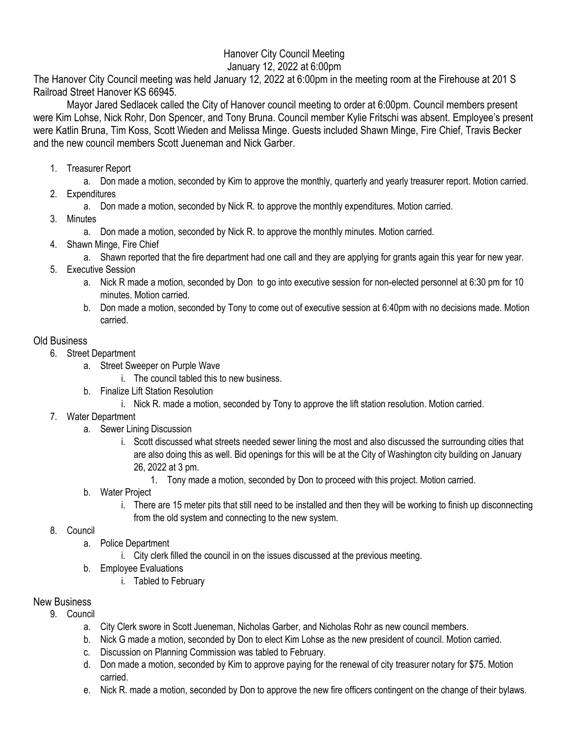# Hanover City Council Meeting

January 12, 2022 at 6:00pm

The Hanover City Council meeting was held January 12, 2022 at 6:00pm in the meeting room at the Firehouse at 201 S Railroad Street Hanover KS 66945.

Mayor Jared Sedlacek called the City of Hanover council meeting to order at 6:00pm. Council members present were Kim Lohse, Nick Rohr, Don Spencer, and Tony Bruna. Council member Kylie Fritschi was absent. Employee's present were Katlin Bruna, Tim Koss, Scott Wieden and Melissa Minge. Guests included Shawn Minge, Fire Chief, Travis Becker and the new council members Scott Jueneman and Nick Garber.

1. Treasurer Report
   a. Don made a motion, seconded by Kim to approve the monthly, quarterly and yearly treasurer report. Motion carried.
2. Expenditures
   a. Don made a motion, seconded by Nick R. to approve the monthly expenditures. Motion carried.
3. Minutes
   a. Don made a motion, seconded by Nick R. to approve the monthly minutes. Motion carried.
4. Shawn Minge, Fire Chief
   a. Shawn reported that the fire department had one call and they are applying for grants again this year for new year.
5. Executive Session
   a. Nick R made a motion, seconded by Don to go into executive session for non-elected personnel at 6:30 pm for 10 minutes. Motion carried.
   b. Don made a motion, seconded by Tony to come out of executive session at 6:40pm with no decisions made. Motion carried.

## Old Business

6. Street Department
   a. Street Sweeper on Purple Wave
      i. The council tabled this to new business.
   b. Finalize Lift Station Resolution
      i. Nick R. made a motion, seconded by Tony to approve the lift station resolution. Motion carried.
7. Water Department
   a. Sewer Lining Discussion
      i. Scott discussed what streets needed sewer lining the most and also discussed the surrounding cities that are also doing this as well. Bid openings for this will be at the City of Washington city building on January 26, 2022 at 3 pm.
         1. Tony made a motion, seconded by Don to proceed with this project. Motion carried.
   b. Water Project
      i. There are 15 meter pits that still need to be installed and then they will be working to finish up disconnecting from the old system and connecting to the new system.
8. Council
   a. Police Department
      i. City clerk filled the council in on the issues discussed at the previous meeting.
   b. Employee Evaluations
      i. Tabled to February

## New Business

9. Council
   a. City Clerk swore in Scott Jueneman, Nicholas Garber, and Nicholas Rohr as new council members.
   b. Nick G made a motion, seconded by Don to elect Kim Lohse as the new president of council. Motion carried.
   c. Discussion on Planning Commission was tabled to February.
   d. Don made a motion, seconded by Kim to approve paying for the renewal of city treasurer notary for $75. Motion carried.
   e. Nick R. made a motion, seconded by Don to approve the new fire officers contingent on the change of their bylaws.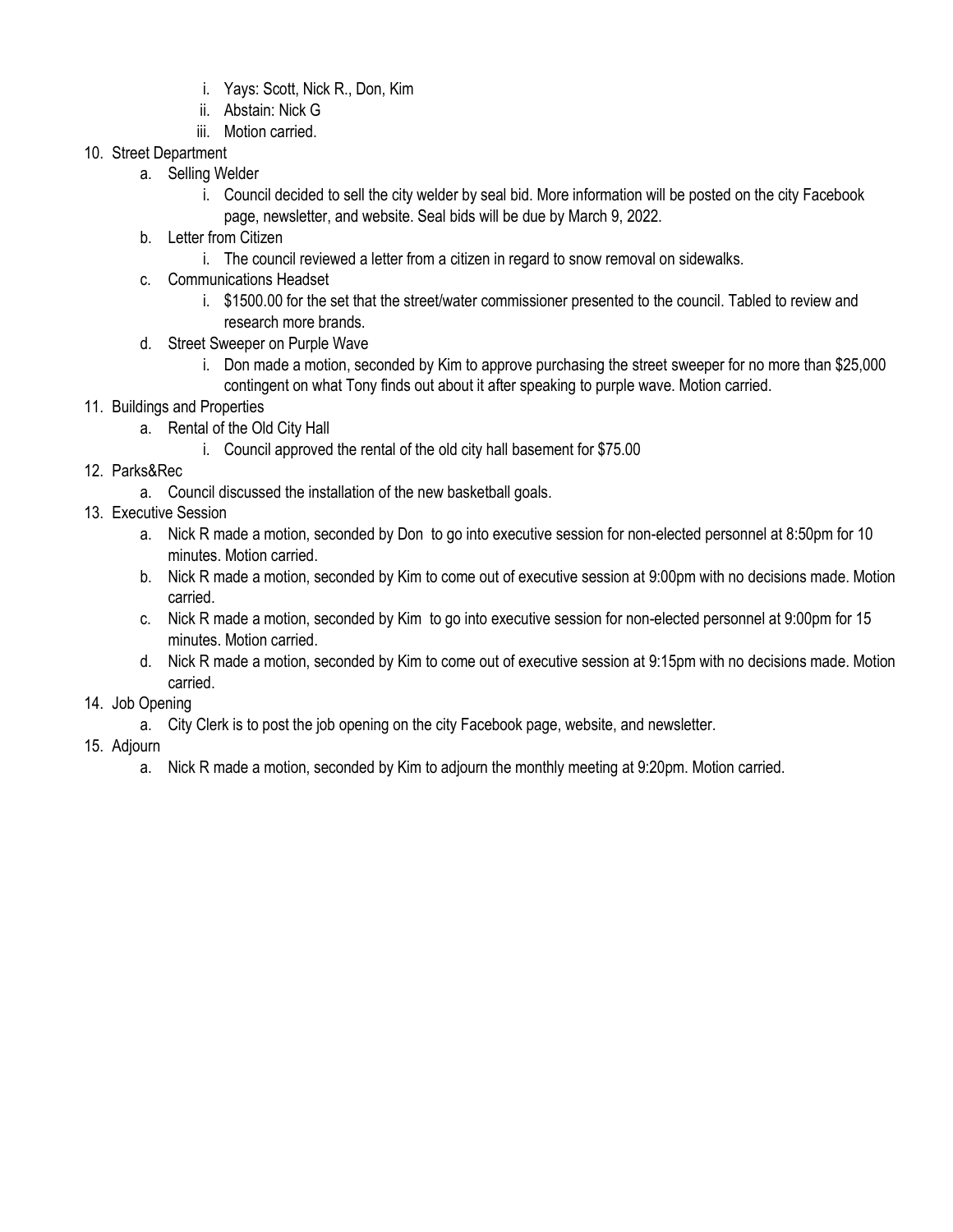- i. Yays: Scott, Nick R., Don, Kim
   - ii. Abstain: Nick G
   - iii. Motion carried.

10. Street Department
    - a. Selling Welder
      - i. Council decided to sell the city welder by seal bid. More information will be posted on the city Facebook page, newsletter, and website. Seal bids will be due by March 9, 2022.
    - b. Letter from Citizen
      - i. The council reviewed a letter from a citizen in regard to snow removal on sidewalks.
    - c. Communications Headset
      - i. $1500.00 for the set that the street/water commissioner presented to the council. Tabled to review and research more brands.
    - d. Street Sweeper on Purple Wave
      - i. Don made a motion, seconded by Kim to approve purchasing the street sweeper for no more than $25,000 contingent on what Tony finds out about it after speaking to purple wave. Motion carried.
11. Buildings and Properties
    - a. Rental of the Old City Hall
      - i. Council approved the rental of the old city hall basement for $75.00
12. Parks&Rec
    - a. Council discussed the installation of the new basketball goals.
13. Executive Session
    - a. Nick R made a motion, seconded by Don to go into executive session for non-elected personnel at 8:50pm for 10 minutes. Motion carried.
    - b. Nick R made a motion, seconded by Kim to come out of executive session at 9:00pm with no decisions made. Motion carried.
    - c. Nick R made a motion, seconded by Kim to go into executive session for non-elected personnel at 9:00pm for 15 minutes. Motion carried.
    - d. Nick R made a motion, seconded by Kim to come out of executive session at 9:15pm with no decisions made. Motion carried.
14. Job Opening
    - a. City Clerk is to post the job opening on the city Facebook page, website, and newsletter.
15. Adjourn
    - a. Nick R made a motion, seconded by Kim to adjourn the monthly meeting at 9:20pm. Motion carried.